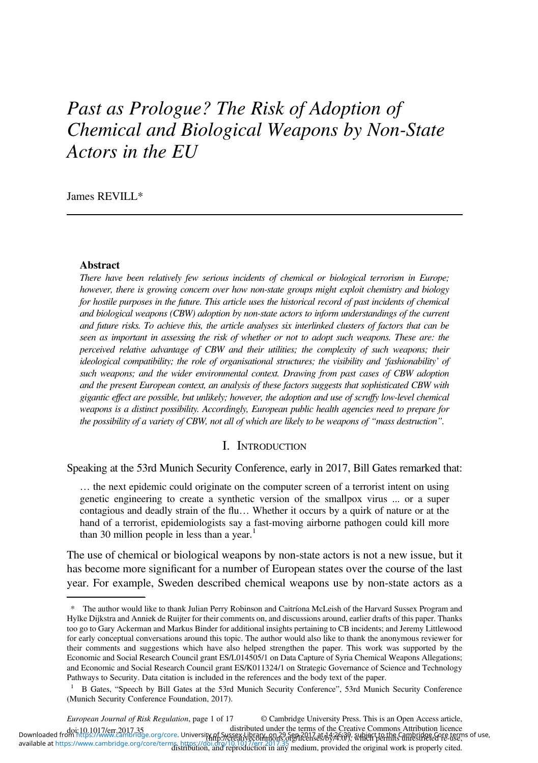# Past as Prologue? The Risk of Adoption of Chemical and Biological Weapons by Non-State Actors in the EU

James REVILL*

## Abstract

*There have been relatively few serious incidents of chemical or biological terrorism in Europe; however, there is growing concern over how non-state groups might exploit chemistry and biology for hostile purposes in the future. This article uses the historical record of past incidents of chemical and biological weapons (CBW) adoption by non-state actors to inform understandings of the current and future risks. To achieve this, the article analyses six interlinked clusters of factors that can be seen as important in assessing the risk of whether or not to adopt such weapons. These are: the perceived relative advantage of CBW and their utilities; the complexity of such weapons; their ideological compatibility; the role of organisational structures; the visibility and 'fashionability' of such weapons; and the wider environmental context. Drawing from past cases of CBW adoption and the present European context, an analysis of these factors suggests that sophisticated CBW with gigantic effect are possible, but unlikely; however, the adoption and use of scruffy low-level chemical weapons is a distinct possibility. Accordingly, European public health agencies need to prepare for the possibility of a variety of CBW, not all of which are likely to be weapons of "mass destruction".*

## I. Introduction

Speaking at the 53rd Munich Security Conference, early in 2017, Bill Gates remarked that:

> … the next epidemic could originate on the computer screen of a terrorist intent on using genetic engineering to create a synthetic version of the smallpox virus ... or a super contagious and deadly strain of the flu… Whether it occurs by a quirk of nature or at the hand of a terrorist, epidemiologists say a fast-moving airborne pathogen could kill more than 30 million people in less than a year.[1]

The use of chemical or biological weapons by non-state actors is not a new issue, but it has become more significant for a number of European states over the course of the last year. For example, Sweden described chemical weapons use by non-state actors as a

---

\* The author would like to thank Julian Perry Robinson and Caitríona McLeish of the Harvard Sussex Program and Hylke Dijkstra and Anniek de Ruijter for their comments on, and discussions around, earlier drafts of this paper. Thanks too go to Gary Ackerman and Markus Binder for additional insights pertaining to CB incidents; and Jeremy Littlewood for early conceptual conversations around this topic. The author would also like to thank the anonymous reviewer for their comments and suggestions which have also helped strengthen the paper. This work was supported by the Economic and Social Research Council grant ES/L014505/1 on Data Capture of Syria Chemical Weapons Allegations; and Economic and Social Research Council grant ES/K011324/1 on Strategic Governance of Science and Technology Pathways to Security. Data citation is included in the references and the body text of the paper.

[1] B Gates, "Speech by Bill Gates at the 53rd Munich Security Conference", 53rd Munich Security Conference (Munich Security Conference Foundation, 2017).

© Cambridge University Press. This is an Open Access article, distributed under the terms of the Creative Commons Attribution licence (http://creativecommons.org/licenses/by/4.0/), which permits unrestricted re-use, distribution, and reproduction in any medium, provided the original work is properly cited.

doi:10.1017/err.2017.35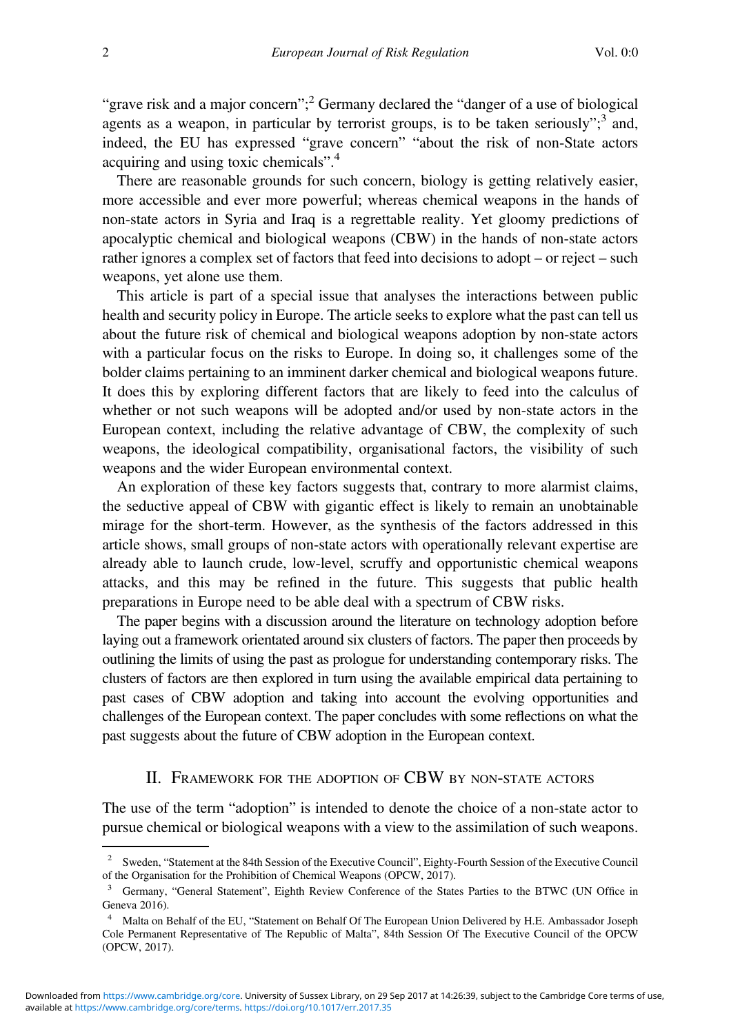"grave risk and a major concern";[2] Germany declared the "danger of a use of biological agents as a weapon, in particular by terrorist groups, is to be taken seriously";[3] and, indeed, the EU has expressed "grave concern" "about the risk of non-State actors acquiring and using toxic chemicals".[4]

There are reasonable grounds for such concern, biology is getting relatively easier, more accessible and ever more powerful; whereas chemical weapons in the hands of non-state actors in Syria and Iraq is a regrettable reality. Yet gloomy predictions of apocalyptic chemical and biological weapons (CBW) in the hands of non-state actors rather ignores a complex set of factors that feed into decisions to adopt – or reject – such weapons, yet alone use them.

This article is part of a special issue that analyses the interactions between public health and security policy in Europe. The article seeks to explore what the past can tell us about the future risk of chemical and biological weapons adoption by non-state actors with a particular focus on the risks to Europe. In doing so, it challenges some of the bolder claims pertaining to an imminent darker chemical and biological weapons future. It does this by exploring different factors that are likely to feed into the calculus of whether or not such weapons will be adopted and/or used by non-state actors in the European context, including the relative advantage of CBW, the complexity of such weapons, the ideological compatibility, organisational factors, the visibility of such weapons and the wider European environmental context.

An exploration of these key factors suggests that, contrary to more alarmist claims, the seductive appeal of CBW with gigantic effect is likely to remain an unobtainable mirage for the short-term. However, as the synthesis of the factors addressed in this article shows, small groups of non-state actors with operationally relevant expertise are already able to launch crude, low-level, scruffy and opportunistic chemical weapons attacks, and this may be refined in the future. This suggests that public health preparations in Europe need to be able deal with a spectrum of CBW risks.

The paper begins with a discussion around the literature on technology adoption before laying out a framework orientated around six clusters of factors. The paper then proceeds by outlining the limits of using the past as prologue for understanding contemporary risks. The clusters of factors are then explored in turn using the available empirical data pertaining to past cases of CBW adoption and taking into account the evolving opportunities and challenges of the European context. The paper concludes with some reflections on what the past suggests about the future of CBW adoption in the European context.

## II. Framework for the adoption of CBW by non-state actors

The use of the term "adoption" is intended to denote the choice of a non-state actor to pursue chemical or biological weapons with a view to the assimilation of such weapons.

---

[2] Sweden, "Statement at the 84th Session of the Executive Council", Eighty-Fourth Session of the Executive Council of the Organisation for the Prohibition of Chemical Weapons (OPCW, 2017).

[3] Germany, "General Statement", Eighth Review Conference of the States Parties to the BTWC (UN Office in Geneva 2016).

[4] Malta on Behalf of the EU, "Statement on Behalf Of The European Union Delivered by H.E. Ambassador Joseph Cole Permanent Representative of The Republic of Malta", 84th Session Of The Executive Council of the OPCW (OPCW, 2017).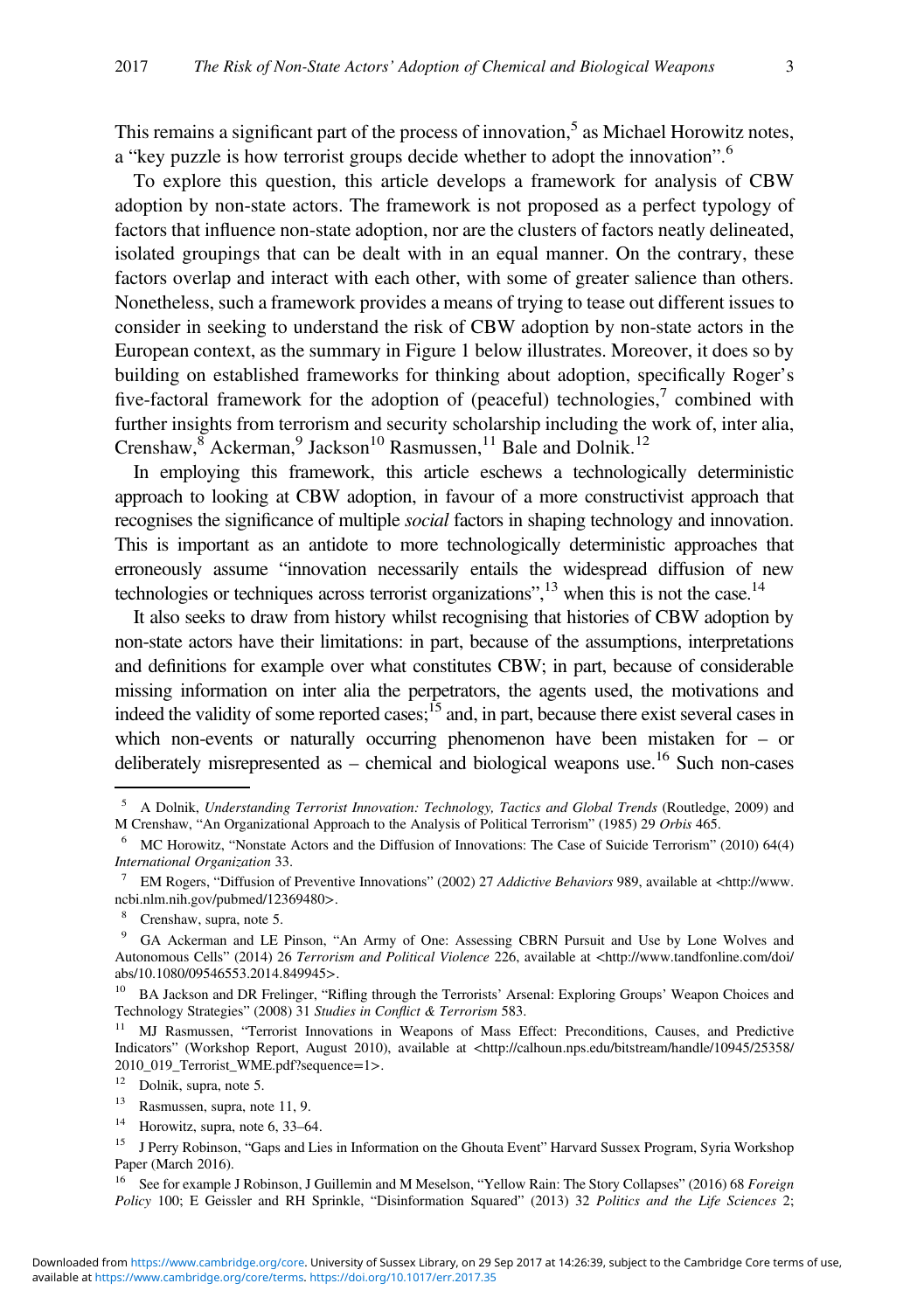This remains a significant part of the process of innovation,[5] as Michael Horowitz notes, a "key puzzle is how terrorist groups decide whether to adopt the innovation".[6]

To explore this question, this article develops a framework for analysis of CBW adoption by non-state actors. The framework is not proposed as a perfect typology of factors that influence non-state adoption, nor are the clusters of factors neatly delineated, isolated groupings that can be dealt with in an equal manner. On the contrary, these factors overlap and interact with each other, with some of greater salience than others. Nonetheless, such a framework provides a means of trying to tease out different issues to consider in seeking to understand the risk of CBW adoption by non-state actors in the European context, as the summary in Figure 1 below illustrates. Moreover, it does so by building on established frameworks for thinking about adoption, specifically Roger's five-factoral framework for the adoption of (peaceful) technologies,[7] combined with further insights from terrorism and security scholarship including the work of, inter alia, Crenshaw,[8] Ackerman,[9] Jackson[10] Rasmussen,[11] Bale and Dolnik.[12]

In employing this framework, this article eschews a technologically deterministic approach to looking at CBW adoption, in favour of a more constructivist approach that recognises the significance of multiple *social* factors in shaping technology and innovation. This is important as an antidote to more technologically deterministic approaches that erroneously assume "innovation necessarily entails the widespread diffusion of new technologies or techniques across terrorist organizations",[13] when this is not the case.[14]

It also seeks to draw from history whilst recognising that histories of CBW adoption by non-state actors have their limitations: in part, because of the assumptions, interpretations and definitions for example over what constitutes CBW; in part, because of considerable missing information on inter alia the perpetrators, the agents used, the motivations and indeed the validity of some reported cases;[15] and, in part, because there exist several cases in which non-events or naturally occurring phenomenon have been mistaken for – or deliberately misrepresented as – chemical and biological weapons use.[16] Such non-cases

---

[5] A Dolnik, *Understanding Terrorist Innovation: Technology, Tactics and Global Trends* (Routledge, 2009) and M Crenshaw, "An Organizational Approach to the Analysis of Political Terrorism" (1985) 29 *Orbis* 465.

[6] MC Horowitz, "Nonstate Actors and the Diffusion of Innovations: The Case of Suicide Terrorism" (2010) 64(4) *International Organization* 33.

[7] EM Rogers, "Diffusion of Preventive Innovations" (2002) 27 *Addictive Behaviors* 989, available at <http://www.ncbi.nlm.nih.gov/pubmed/12369480>.

[8] Crenshaw, supra, note 5.

[9] GA Ackerman and LE Pinson, "An Army of One: Assessing CBRN Pursuit and Use by Lone Wolves and Autonomous Cells" (2014) 26 *Terrorism and Political Violence* 226, available at <http://www.tandfonline.com/doi/abs/10.1080/09546553.2014.849945>.

[10] BA Jackson and DR Frelinger, "Rifling through the Terrorists' Arsenal: Exploring Groups' Weapon Choices and Technology Strategies" (2008) 31 *Studies in Conflict & Terrorism* 583.

[11] MJ Rasmussen, "Terrorist Innovations in Weapons of Mass Effect: Preconditions, Causes, and Predictive Indicators" (Workshop Report, August 2010), available at <http://calhoun.nps.edu/bitstream/handle/10945/25358/2010_019_Terrorist_WME.pdf?sequence=1>.

[12] Dolnik, supra, note 5.

[13] Rasmussen, supra, note 11, 9.

[14] Horowitz, supra, note 6, 33–64.

[15] J Perry Robinson, "Gaps and Lies in Information on the Ghouta Event" Harvard Sussex Program, Syria Workshop Paper (March 2016).

[16] See for example J Robinson, J Guillemin and M Meselson, "Yellow Rain: The Story Collapses" (2016) 68 *Foreign Policy* 100; E Geissler and RH Sprinkle, "Disinformation Squared" (2013) 32 *Politics and the Life Sciences* 2;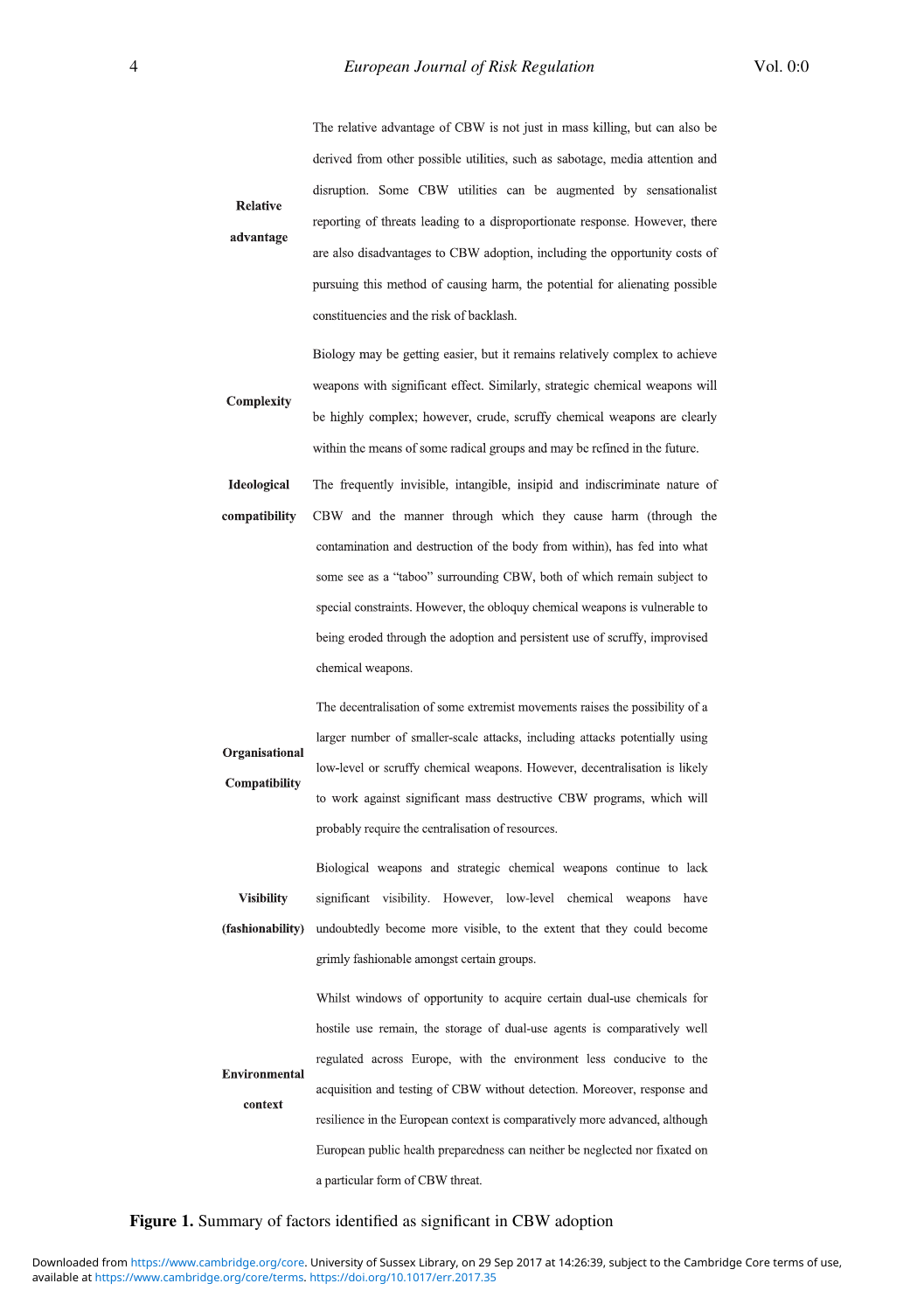| | |
|---|---|
| **Relative advantage** | The relative advantage of CBW is not just in mass killing, but can also be derived from other possible utilities, such as sabotage, media attention and disruption. Some CBW utilities can be augmented by sensationalist reporting of threats leading to a disproportionate response. However, there are also disadvantages to CBW adoption, including the opportunity costs of pursuing this method of causing harm, the potential for alienating possible constituencies and the risk of backlash. |
| **Complexity** | Biology may be getting easier, but it remains relatively complex to achieve weapons with significant effect. Similarly, strategic chemical weapons will be highly complex; however, crude, scruffy chemical weapons are clearly within the means of some radical groups and may be refined in the future. |
| **Ideological compatibility** | The frequently invisible, intangible, insipid and indiscriminate nature of CBW and the manner through which they cause harm (through the contamination and destruction of the body from within), has fed into what some see as a "taboo" surrounding CBW, both of which remain subject to special constraints. However, the obloquy chemical weapons is vulnerable to being eroded through the adoption and persistent use of scruffy, improvised chemical weapons. |
| **Organisational Compatibility** | The decentralisation of some extremist movements raises the possibility of a larger number of smaller-scale attacks, including attacks potentially using low-level or scruffy chemical weapons. However, decentralisation is likely to work against significant mass destructive CBW programs, which will probably require the centralisation of resources. |
| **Visibility (fashionability)** | Biological weapons and strategic chemical weapons continue to lack significant visibility. However, low-level chemical weapons have undoubtedly become more visible, to the extent that they could become grimly fashionable amongst certain groups. |
| **Environmental context** | Whilst windows of opportunity to acquire certain dual-use chemicals for hostile use remain, the storage of dual-use agents is comparatively well regulated across Europe, with the environment less conducive to the acquisition and testing of CBW without detection. Moreover, response and resilience in the European context is comparatively more advanced, although European public health preparedness can neither be neglected nor fixated on a particular form of CBW threat. |

**Figure 1.** Summary of factors identified as significant in CBW adoption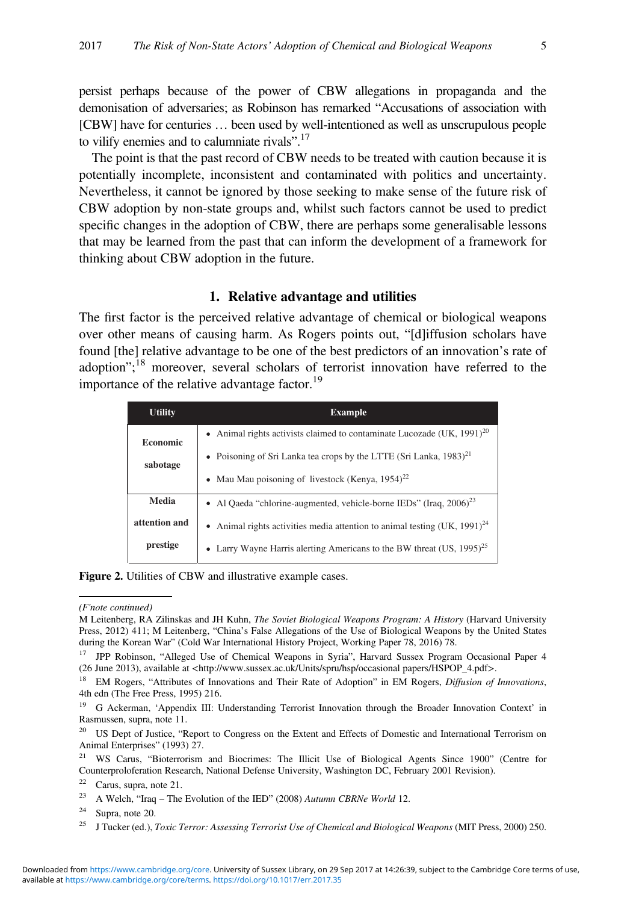persist perhaps because of the power of CBW allegations in propaganda and the demonisation of adversaries; as Robinson has remarked "Accusations of association with [CBW] have for centuries … been used by well-intentioned as well as unscrupulous people to vilify enemies and to calumniate rivals".[17]

The point is that the past record of CBW needs to be treated with caution because it is potentially incomplete, inconsistent and contaminated with politics and uncertainty. Nevertheless, it cannot be ignored by those seeking to make sense of the future risk of CBW adoption by non-state groups and, whilst such factors cannot be used to predict specific changes in the adoption of CBW, there are perhaps some generalisable lessons that may be learned from the past that can inform the development of a framework for thinking about CBW adoption in the future.

## 1. Relative advantage and utilities

The first factor is the perceived relative advantage of chemical or biological weapons over other means of causing harm. As Rogers points out, "[d]iffusion scholars have found [the] relative advantage to be one of the best predictors of an innovation's rate of adoption";[18] moreover, several scholars of terrorist innovation have referred to the importance of the relative advantage factor.[19]

| Utility | Example |
|---|---|
| Economic sabotage | • Animal rights activists claimed to contaminate Lucozade (UK, 1991)[20] |
| | • Poisoning of Sri Lanka tea crops by the LTTE (Sri Lanka, 1983)[21] |
| | • Mau Mau poisoning of livestock (Kenya, 1954)[22] |
| Media attention and prestige | • Al Qaeda "chlorine-augmented, vehicle-borne IEDs" (Iraq, 2006)[23] |
| | • Animal rights activities media attention to animal testing (UK, 1991)[24] |
| | • Larry Wayne Harris alerting Americans to the BW threat (US, 1995)[25] |

**Figure 2.** Utilities of CBW and illustrative example cases.

---

*(F'note continued)*

M Leitenberg, RA Zilinskas and JH Kuhn, *The Soviet Biological Weapons Program: A History* (Harvard University Press, 2012) 411; M Leitenberg, "China's False Allegations of the Use of Biological Weapons by the United States during the Korean War" (Cold War International History Project, Working Paper 78, 2016) 78.

[17] JPP Robinson, "Alleged Use of Chemical Weapons in Syria", Harvard Sussex Program Occasional Paper 4 (26 June 2013), available at <http://www.sussex.ac.uk/Units/spru/hsp/occasional papers/HSPOP_4.pdf>.

[18] EM Rogers, "Attributes of Innovations and Their Rate of Adoption" in EM Rogers, *Diffusion of Innovations*, 4th edn (The Free Press, 1995) 216.

[19] G Ackerman, 'Appendix III: Understanding Terrorist Innovation through the Broader Innovation Context' in Rasmussen, supra, note 11.

[20] US Dept of Justice, "Report to Congress on the Extent and Effects of Domestic and International Terrorism on Animal Enterprises" (1993) 27.

[21] WS Carus, "Bioterrorism and Biocrimes: The Illicit Use of Biological Agents Since 1900" (Centre for Counterproloferation Research, National Defense University, Washington DC, February 2001 Revision).

[22] Carus, supra, note 21.

[23] A Welch, "Iraq – The Evolution of the IED" (2008) *Autumn CBRNe World* 12.

[24] Supra, note 20.

[25] J Tucker (ed.), *Toxic Terror: Assessing Terrorist Use of Chemical and Biological Weapons* (MIT Press, 2000) 250.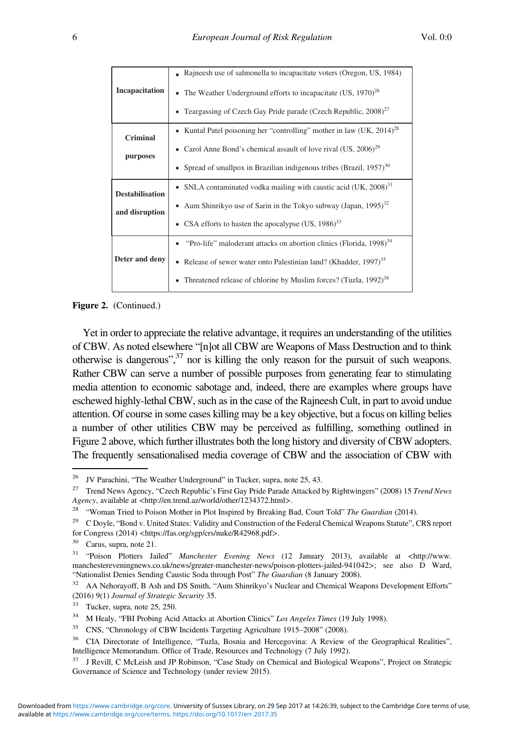| | |
|---|---|
| **Incapacitation** | • Rajneesh use of salmonella to incapacitate voters (Oregon, US, 1984)<br>• The Weather Underground efforts to incapacitate (US, 1970)[26]<br>• Teargassing of Czech Gay Pride parade (Czech Republic, 2008)[27] |
| **Criminal purposes** | • Kuntal Patel poisoning her "controlling" mother in law (UK, 2014)[28]<br>• Carol Anne Bond's chemical assault of love rival (US, 2006)[29]<br>• Spread of smallpox in Brazilian indigenous tribes (Brazil, 1957)[30] |
| **Destabilisation and disruption** | • SNLA contaminated vodka mailing with caustic acid (UK, 2008)[31]<br>• Aum Shinrikyo use of Sarin in the Tokyo subway (Japan, 1995)[32]<br>• CSA efforts to hasten the apocalypse (US, 1986)[33] |
| **Deter and deny** | • "Pro-life" maloderant attacks on abortion clinics (Florida, 1998)[34]<br>• Release of sewer water onto Palestinian land? (Khadder, 1997)[35]<br>• Threatened release of chlorine by Muslim forces? (Tuzla, 1992)[36] |

**Figure 2.** (Continued.)

Yet in order to appreciate the relative advantage, it requires an understanding of the utilities of CBW. As noted elsewhere "[n]ot all CBW are Weapons of Mass Destruction and to think otherwise is dangerous",[37] nor is killing the only reason for the pursuit of such weapons. Rather CBW can serve a number of possible purposes from generating fear to stimulating media attention to economic sabotage and, indeed, there are examples where groups have eschewed highly-lethal CBW, such as in the case of the Rajneesh Cult, in part to avoid undue attention. Of course in some cases killing may be a key objective, but a focus on killing belies a number of other utilities CBW may be perceived as fulfilling, something outlined in Figure 2 above, which further illustrates both the long history and diversity of CBW adopters. The frequently sensationalised media coverage of CBW and the association of CBW with

[26] JV Parachini, "The Weather Underground" in Tucker, supra, note 25, 43.

[27] Trend News Agency, "Czech Republic's First Gay Pride Parade Attacked by Rightwingers" (2008) 15 *Trend News Agency*, available at <http://en.trend.az/world/other/1234372.html>.

[28] "Woman Tried to Poison Mother in Plot Inspired by Breaking Bad, Court Told" *The Guardian* (2014).

[29] C Doyle, "Bond v. United States: Validity and Construction of the Federal Chemical Weapons Statute", CRS report for Congress (2014) <https://fas.org/sgp/crs/nuke/R42968.pdf>.

[30] Carus, supra, note 21.

[31] "Poison Plotters Jailed" *Manchester Evening News* (12 January 2013), available at <http://www.manchestereveningnews.co.uk/news/greater-manchester-news/poison-plotters-jailed-941042>; see also D Ward, "Nationalist Denies Sending Caustic Soda through Post" *The Guardian* (8 January 2008).

[32] AA Nehorayoff, B Ash and DS Smith, "Aum Shinrikyo's Nuclear and Chemical Weapons Development Efforts" (2016) 9(1) *Journal of Strategic Security* 35.

[33] Tucker, supra, note 25, 250.

[34] M Healy, "FBI Probing Acid Attacks at Abortion Clinics" *Los Angeles Times* (19 July 1998).

[35] CNS, "Chronology of CBW Incidents Targeting Agriculture 1915–2008" (2008).

[36] CIA Directorate of Intelligence, "Tuzla, Bosnia and Hercegovina: A Review of the Geographical Realities", Intelligence Memorandum. Office of Trade, Resources and Technology (7 July 1992).

[37] J Revill, C McLeish and JP Robinson, "Case Study on Chemical and Biological Weapons", Project on Strategic Governance of Science and Technology (under review 2015).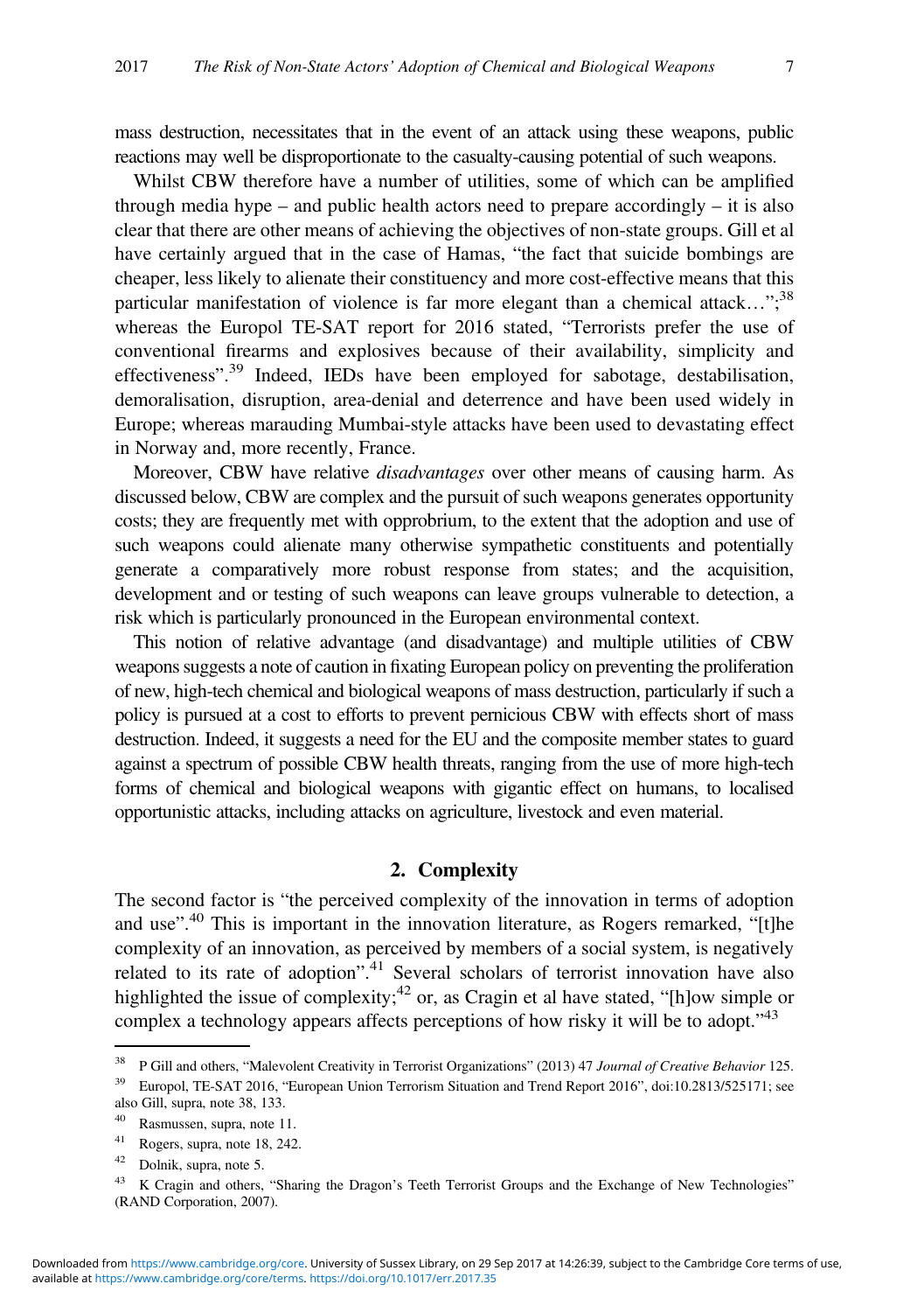mass destruction, necessitates that in the event of an attack using these weapons, public reactions may well be disproportionate to the casualty-causing potential of such weapons.

Whilst CBW therefore have a number of utilities, some of which can be amplified through media hype – and public health actors need to prepare accordingly – it is also clear that there are other means of achieving the objectives of non-state groups. Gill et al have certainly argued that in the case of Hamas, "the fact that suicide bombings are cheaper, less likely to alienate their constituency and more cost-effective means that this particular manifestation of violence is far more elegant than a chemical attack…";[38] whereas the Europol TE-SAT report for 2016 stated, "Terrorists prefer the use of conventional firearms and explosives because of their availability, simplicity and effectiveness".[39] Indeed, IEDs have been employed for sabotage, destabilisation, demoralisation, disruption, area-denial and deterrence and have been used widely in Europe; whereas marauding Mumbai-style attacks have been used to devastating effect in Norway and, more recently, France.

Moreover, CBW have relative *disadvantages* over other means of causing harm. As discussed below, CBW are complex and the pursuit of such weapons generates opportunity costs; they are frequently met with opprobrium, to the extent that the adoption and use of such weapons could alienate many otherwise sympathetic constituents and potentially generate a comparatively more robust response from states; and the acquisition, development and or testing of such weapons can leave groups vulnerable to detection, a risk which is particularly pronounced in the European environmental context.

This notion of relative advantage (and disadvantage) and multiple utilities of CBW weapons suggests a note of caution in fixating European policy on preventing the proliferation of new, high-tech chemical and biological weapons of mass destruction, particularly if such a policy is pursued at a cost to efforts to prevent pernicious CBW with effects short of mass destruction. Indeed, it suggests a need for the EU and the composite member states to guard against a spectrum of possible CBW health threats, ranging from the use of more high-tech forms of chemical and biological weapons with gigantic effect on humans, to localised opportunistic attacks, including attacks on agriculture, livestock and even material.

## 2. Complexity

The second factor is "the perceived complexity of the innovation in terms of adoption and use".[40] This is important in the innovation literature, as Rogers remarked, "[t]he complexity of an innovation, as perceived by members of a social system, is negatively related to its rate of adoption".[41] Several scholars of terrorist innovation have also highlighted the issue of complexity;[42] or, as Cragin et al have stated, "[h]ow simple or complex a technology appears affects perceptions of how risky it will be to adopt."[43]

---

[38] P Gill and others, "Malevolent Creativity in Terrorist Organizations" (2013) 47 *Journal of Creative Behavior* 125.

[39] Europol, TE-SAT 2016, "European Union Terrorism Situation and Trend Report 2016", doi:10.2813/525171; see also Gill, supra, note 38, 133.

[40] Rasmussen, supra, note 11.

[41] Rogers, supra, note 18, 242.

[42] Dolnik, supra, note 5.

[43] K Cragin and others, "Sharing the Dragon's Teeth Terrorist Groups and the Exchange of New Technologies" (RAND Corporation, 2007).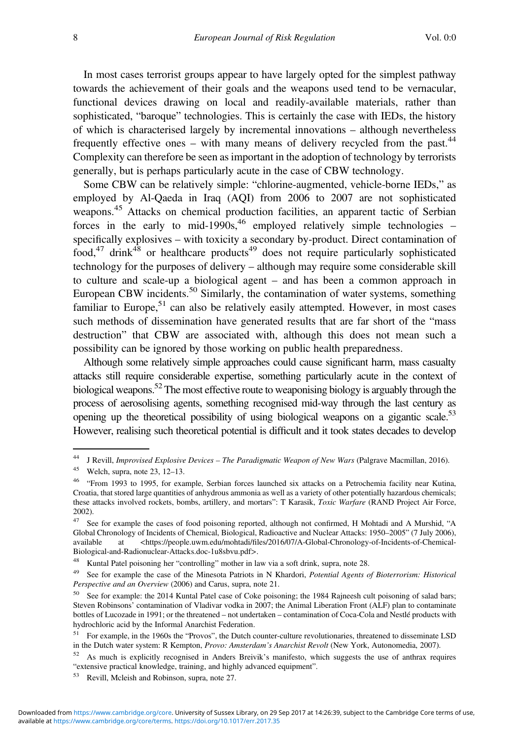In most cases terrorist groups appear to have largely opted for the simplest pathway towards the achievement of their goals and the weapons used tend to be vernacular, functional devices drawing on local and readily-available materials, rather than sophisticated, "baroque" technologies. This is certainly the case with IEDs, the history of which is characterised largely by incremental innovations – although nevertheless frequently effective ones – with many means of delivery recycled from the past.[44] Complexity can therefore be seen as important in the adoption of technology by terrorists generally, but is perhaps particularly acute in the case of CBW technology.

Some CBW can be relatively simple: "chlorine-augmented, vehicle-borne IEDs," as employed by Al-Qaeda in Iraq (AQI) from 2006 to 2007 are not sophisticated weapons.[45] Attacks on chemical production facilities, an apparent tactic of Serbian forces in the early to mid-1990s,[46] employed relatively simple technologies – specifically explosives – with toxicity a secondary by-product. Direct contamination of food,[47] drink[48] or healthcare products[49] does not require particularly sophisticated technology for the purposes of delivery – although may require some considerable skill to culture and scale-up a biological agent – and has been a common approach in European CBW incidents.[50] Similarly, the contamination of water systems, something familiar to Europe,[51] can also be relatively easily attempted. However, in most cases such methods of dissemination have generated results that are far short of the "mass destruction" that CBW are associated with, although this does not mean such a possibility can be ignored by those working on public health preparedness.

Although some relatively simple approaches could cause significant harm, mass casualty attacks still require considerable expertise, something particularly acute in the context of biological weapons.[52] The most effective route to weaponising biology is arguably through the process of aerosolising agents, something recognised mid-way through the last century as opening up the theoretical possibility of using biological weapons on a gigantic scale.[53] However, realising such theoretical potential is difficult and it took states decades to develop

---

[44] J Revill, *Improvised Explosive Devices – The Paradigmatic Weapon of New Wars* (Palgrave Macmillan, 2016).

[45] Welch, supra, note 23, 12–13.

[46] "From 1993 to 1995, for example, Serbian forces launched six attacks on a Petrochemia facility near Kutina, Croatia, that stored large quantities of anhydrous ammonia as well as a variety of other potentially hazardous chemicals; these attacks involved rockets, bombs, artillery, and mortars": T Karasik, *Toxic Warfare* (RAND Project Air Force, 2002).

[47] See for example the cases of food poisoning reported, although not confirmed, H Mohtadi and A Murshid, "A Global Chronology of Incidents of Chemical, Biological, Radioactive and Nuclear Attacks: 1950–2005" (7 July 2006), available at <https://people.uwm.edu/mohtadi/files/2016/07/A-Global-Chronology-of-Incidents-of-Chemical-Biological-and-Radionuclear-Attacks.doc-1u8sbvu.pdf>.

[48] Kuntal Patel poisoning her "controlling" mother in law via a soft drink, supra, note 28.

[49] See for example the case of the Minesota Patriots in N Khardori, *Potential Agents of Bioterrorism: Historical Perspective and an Overview* (2006) and Carus, supra, note 21.

[50] See for example: the 2014 Kuntal Patel case of Coke poisoning; the 1984 Rajneesh cult poisoning of salad bars; Steven Robinsons' contamination of Vladivar vodka in 2007; the Animal Liberation Front (ALF) plan to contaminate bottles of Lucozade in 1991; or the threatened – not undertaken – contamination of Coca-Cola and Nestlé products with hydrochloric acid by the Informal Anarchist Federation.

[51] For example, in the 1960s the "Provos", the Dutch counter-culture revolutionaries, threatened to disseminate LSD in the Dutch water system: R Kempton, *Provo: Amsterdam's Anarchist Revolt* (New York, Autonomedia, 2007).

[52] As much is explicitly recognised in Anders Breivik's manifesto, which suggests the use of anthrax requires "extensive practical knowledge, training, and highly advanced equipment".

[53] Revill, Mcleish and Robinson, supra, note 27.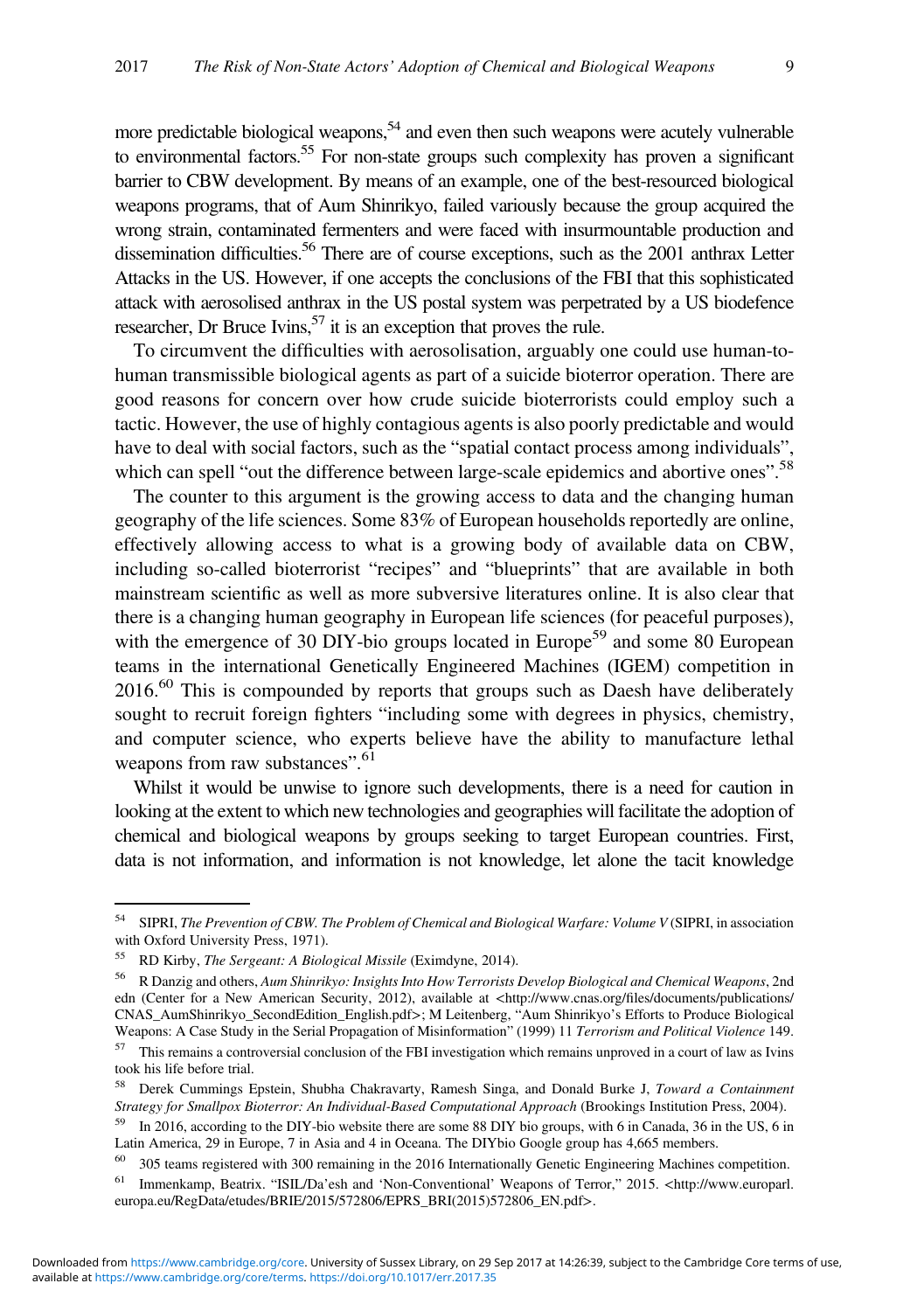more predictable biological weapons,[54] and even then such weapons were acutely vulnerable to environmental factors.[55] For non-state groups such complexity has proven a significant barrier to CBW development. By means of an example, one of the best-resourced biological weapons programs, that of Aum Shinrikyo, failed variously because the group acquired the wrong strain, contaminated fermenters and were faced with insurmountable production and dissemination difficulties.[56] There are of course exceptions, such as the 2001 anthrax Letter Attacks in the US. However, if one accepts the conclusions of the FBI that this sophisticated attack with aerosolised anthrax in the US postal system was perpetrated by a US biodefence researcher, Dr Bruce Ivins,[57] it is an exception that proves the rule.

To circumvent the difficulties with aerosolisation, arguably one could use human-to-human transmissible biological agents as part of a suicide bioterror operation. There are good reasons for concern over how crude suicide bioterrorists could employ such a tactic. However, the use of highly contagious agents is also poorly predictable and would have to deal with social factors, such as the "spatial contact process among individuals", which can spell "out the difference between large-scale epidemics and abortive ones".[58]

The counter to this argument is the growing access to data and the changing human geography of the life sciences. Some 83% of European households reportedly are online, effectively allowing access to what is a growing body of available data on CBW, including so-called bioterrorist "recipes" and "blueprints" that are available in both mainstream scientific as well as more subversive literatures online. It is also clear that there is a changing human geography in European life sciences (for peaceful purposes), with the emergence of 30 DIY-bio groups located in Europe[59] and some 80 European teams in the international Genetically Engineered Machines (IGEM) competition in 2016.[60] This is compounded by reports that groups such as Daesh have deliberately sought to recruit foreign fighters "including some with degrees in physics, chemistry, and computer science, who experts believe have the ability to manufacture lethal weapons from raw substances".[61]

Whilst it would be unwise to ignore such developments, there is a need for caution in looking at the extent to which new technologies and geographies will facilitate the adoption of chemical and biological weapons by groups seeking to target European countries. First, data is not information, and information is not knowledge, let alone the tacit knowledge

---

[54] SIPRI, *The Prevention of CBW. The Problem of Chemical and Biological Warfare: Volume V* (SIPRI, in association with Oxford University Press, 1971).

[55] RD Kirby, *The Sergeant: A Biological Missile* (Eximdyne, 2014).

[56] R Danzig and others, *Aum Shinrikyo: Insights Into How Terrorists Develop Biological and Chemical Weapons*, 2nd edn (Center for a New American Security, 2012), available at <http://www.cnas.org/files/documents/publications/CNAS_AumShinrikyo_SecondEdition_English.pdf>; M Leitenberg, "Aum Shinrikyo's Efforts to Produce Biological Weapons: A Case Study in the Serial Propagation of Misinformation" (1999) 11 *Terrorism and Political Violence* 149.

[57] This remains a controversial conclusion of the FBI investigation which remains unproved in a court of law as Ivins took his life before trial.

[58] Derek Cummings Epstein, Shubha Chakravarty, Ramesh Singa, and Donald Burke J, *Toward a Containment Strategy for Smallpox Bioterror: An Individual-Based Computational Approach* (Brookings Institution Press, 2004).

[59] In 2016, according to the DIY-bio website there are some 88 DIY bio groups, with 6 in Canada, 36 in the US, 6 in Latin America, 29 in Europe, 7 in Asia and 4 in Oceana. The DIYbio Google group has 4,665 members.

[60] 305 teams registered with 300 remaining in the 2016 Internationally Genetic Engineering Machines competition.

[61] Immenkamp, Beatrix. "ISIL/Da'esh and 'Non-Conventional' Weapons of Terror," 2015. <http://www.europarl.europa.eu/RegData/etudes/BRIE/2015/572806/EPRS_BRI(2015)572806_EN.pdf>.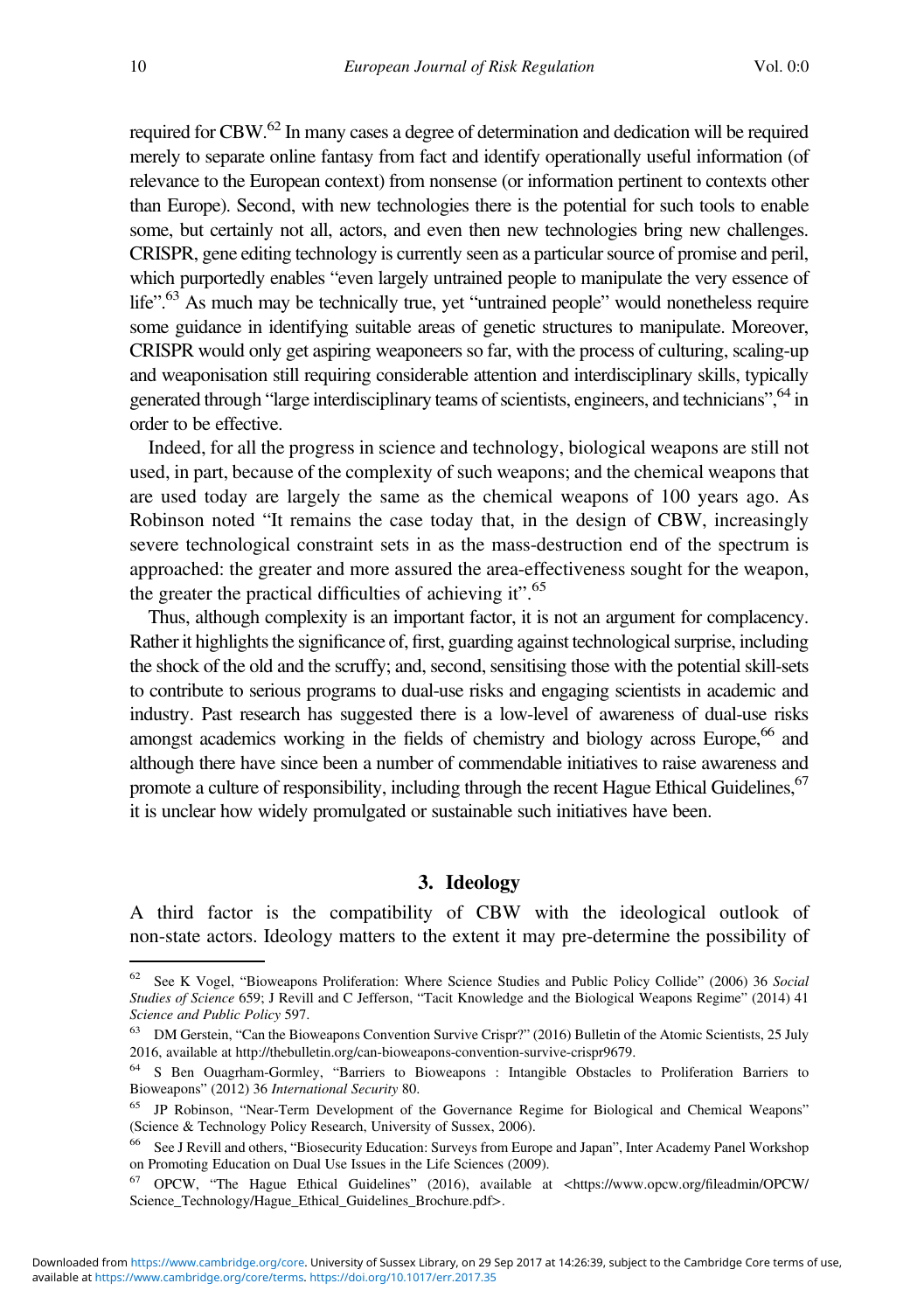required for CBW.[62] In many cases a degree of determination and dedication will be required merely to separate online fantasy from fact and identify operationally useful information (of relevance to the European context) from nonsense (or information pertinent to contexts other than Europe). Second, with new technologies there is the potential for such tools to enable some, but certainly not all, actors, and even then new technologies bring new challenges. CRISPR, gene editing technology is currently seen as a particular source of promise and peril, which purportedly enables "even largely untrained people to manipulate the very essence of life".[63] As much may be technically true, yet "untrained people" would nonetheless require some guidance in identifying suitable areas of genetic structures to manipulate. Moreover, CRISPR would only get aspiring weaponeers so far, with the process of culturing, scaling-up and weaponisation still requiring considerable attention and interdisciplinary skills, typically generated through "large interdisciplinary teams of scientists, engineers, and technicians",[64] in order to be effective.

Indeed, for all the progress in science and technology, biological weapons are still not used, in part, because of the complexity of such weapons; and the chemical weapons that are used today are largely the same as the chemical weapons of 100 years ago. As Robinson noted "It remains the case today that, in the design of CBW, increasingly severe technological constraint sets in as the mass-destruction end of the spectrum is approached: the greater and more assured the area-effectiveness sought for the weapon, the greater the practical difficulties of achieving it".[65]

Thus, although complexity is an important factor, it is not an argument for complacency. Rather it highlights the significance of, first, guarding against technological surprise, including the shock of the old and the scruffy; and, second, sensitising those with the potential skill-sets to contribute to serious programs to dual-use risks and engaging scientists in academic and industry. Past research has suggested there is a low-level of awareness of dual-use risks amongst academics working in the fields of chemistry and biology across Europe,[66] and although there have since been a number of commendable initiatives to raise awareness and promote a culture of responsibility, including through the recent Hague Ethical Guidelines,[67] it is unclear how widely promulgated or sustainable such initiatives have been.

### 3. Ideology

A third factor is the compatibility of CBW with the ideological outlook of non-state actors. Ideology matters to the extent it may pre-determine the possibility of

---

[62] See K Vogel, "Bioweapons Proliferation: Where Science Studies and Public Policy Collide" (2006) 36 *Social Studies of Science* 659; J Revill and C Jefferson, "Tacit Knowledge and the Biological Weapons Regime" (2014) 41 *Science and Public Policy* 597.

[63] DM Gerstein, "Can the Bioweapons Convention Survive Crispr?" (2016) Bulletin of the Atomic Scientists, 25 July 2016, available at http://thebulletin.org/can-bioweapons-convention-survive-crispr9679.

[64] S Ben Ouagrham-Gormley, "Barriers to Bioweapons : Intangible Obstacles to Proliferation Barriers to Bioweapons" (2012) 36 *International Security* 80.

[65] JP Robinson, "Near-Term Development of the Governance Regime for Biological and Chemical Weapons" (Science & Technology Policy Research, University of Sussex, 2006).

[66] See J Revill and others, "Biosecurity Education: Surveys from Europe and Japan", Inter Academy Panel Workshop on Promoting Education on Dual Use Issues in the Life Sciences (2009).

[67] OPCW, "The Hague Ethical Guidelines" (2016), available at <https://www.opcw.org/fileadmin/OPCW/Science_Technology/Hague_Ethical_Guidelines_Brochure.pdf>.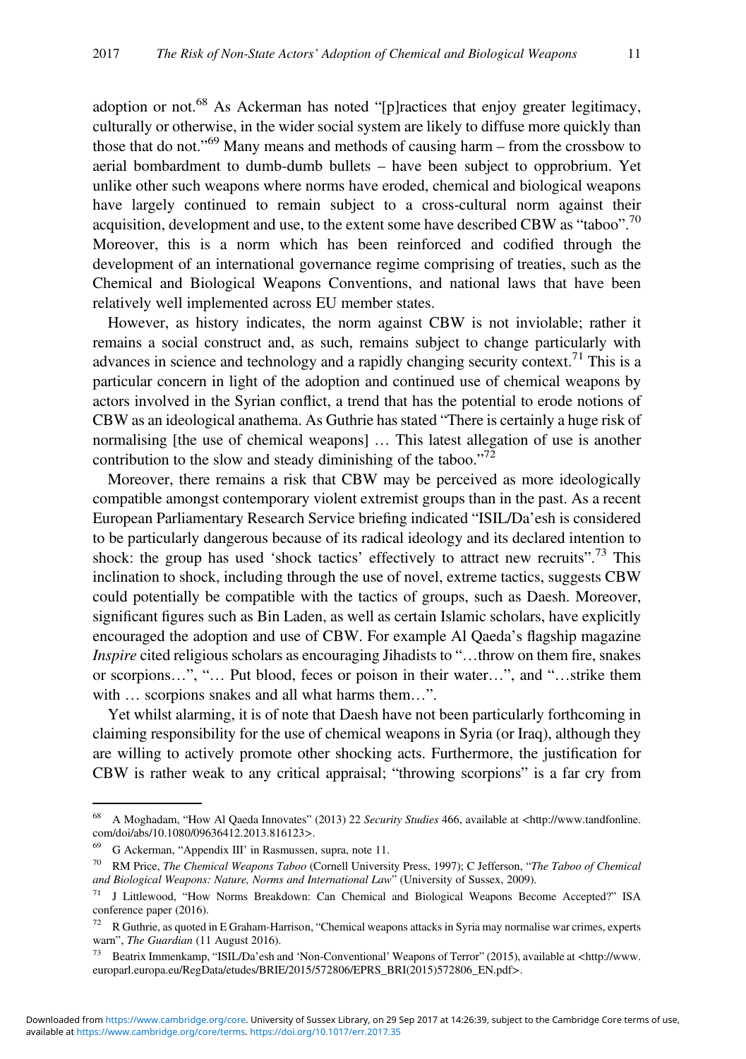adoption or not.[68] As Ackerman has noted "[p]ractices that enjoy greater legitimacy, culturally or otherwise, in the wider social system are likely to diffuse more quickly than those that do not."[69] Many means and methods of causing harm – from the crossbow to aerial bombardment to dumb-dumb bullets – have been subject to opprobrium. Yet unlike other such weapons where norms have eroded, chemical and biological weapons have largely continued to remain subject to a cross-cultural norm against their acquisition, development and use, to the extent some have described CBW as "taboo".[70] Moreover, this is a norm which has been reinforced and codified through the development of an international governance regime comprising of treaties, such as the Chemical and Biological Weapons Conventions, and national laws that have been relatively well implemented across EU member states.

However, as history indicates, the norm against CBW is not inviolable; rather it remains a social construct and, as such, remains subject to change particularly with advances in science and technology and a rapidly changing security context.[71] This is a particular concern in light of the adoption and continued use of chemical weapons by actors involved in the Syrian conflict, a trend that has the potential to erode notions of CBW as an ideological anathema. As Guthrie has stated "There is certainly a huge risk of normalising [the use of chemical weapons] … This latest allegation of use is another contribution to the slow and steady diminishing of the taboo."[72]

Moreover, there remains a risk that CBW may be perceived as more ideologically compatible amongst contemporary violent extremist groups than in the past. As a recent European Parliamentary Research Service briefing indicated "ISIL/Da'esh is considered to be particularly dangerous because of its radical ideology and its declared intention to shock: the group has used 'shock tactics' effectively to attract new recruits".[73] This inclination to shock, including through the use of novel, extreme tactics, suggests CBW could potentially be compatible with the tactics of groups, such as Daesh. Moreover, significant figures such as Bin Laden, as well as certain Islamic scholars, have explicitly encouraged the adoption and use of CBW. For example Al Qaeda's flagship magazine *Inspire* cited religious scholars as encouraging Jihadists to "…throw on them fire, snakes or scorpions…", "… Put blood, feces or poison in their water…", and "…strike them with … scorpions snakes and all what harms them…".

Yet whilst alarming, it is of note that Daesh have not been particularly forthcoming in claiming responsibility for the use of chemical weapons in Syria (or Iraq), although they are willing to actively promote other shocking acts. Furthermore, the justification for CBW is rather weak to any critical appraisal; "throwing scorpions" is a far cry from

---

[68] A Moghadam, "How Al Qaeda Innovates" (2013) 22 *Security Studies* 466, available at <http://www.tandfonline.com/doi/abs/10.1080/09636412.2013.816123>.

[69] G Ackerman, "Appendix III" in Rasmussen, supra, note 11.

[70] RM Price, *The Chemical Weapons Taboo* (Cornell University Press, 1997); C Jefferson, "*The Taboo of Chemical and Biological Weapons: Nature, Norms and International Law*" (University of Sussex, 2009).

[71] J Littlewood, "How Norms Breakdown: Can Chemical and Biological Weapons Become Accepted?" ISA conference paper (2016).

[72] R Guthrie, as quoted in E Graham-Harrison, "Chemical weapons attacks in Syria may normalise war crimes, experts warn", *The Guardian* (11 August 2016).

[73] Beatrix Immenkamp, "ISIL/Da'esh and 'Non-Conventional' Weapons of Terror" (2015), available at <http://www.europarl.europa.eu/RegData/etudes/BRIE/2015/572806/EPRS_BRI(2015)572806_EN.pdf>.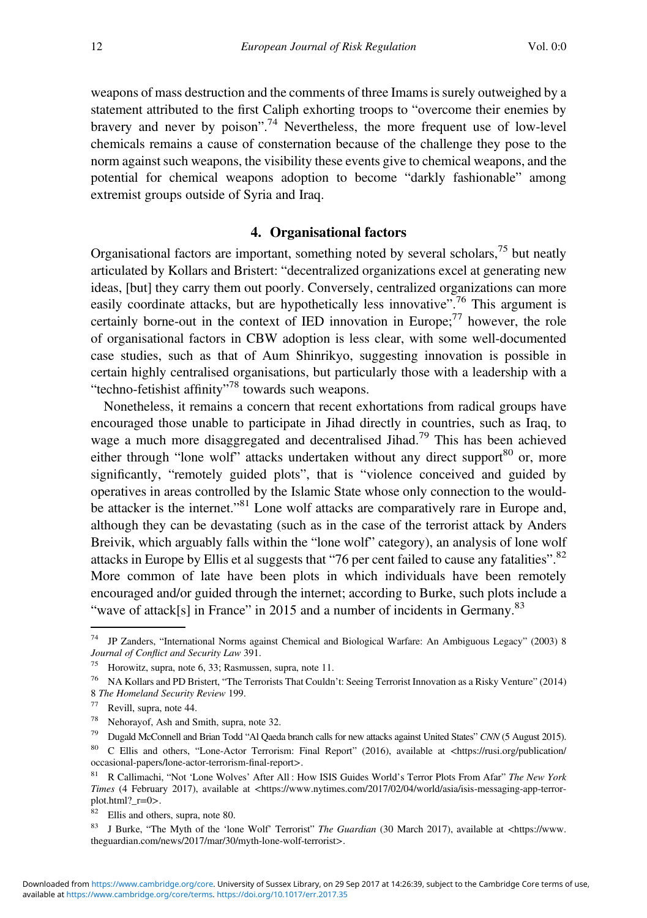weapons of mass destruction and the comments of three Imams is surely outweighed by a statement attributed to the first Caliph exhorting troops to "overcome their enemies by bravery and never by poison".[74] Nevertheless, the more frequent use of low-level chemicals remains a cause of consternation because of the challenge they pose to the norm against such weapons, the visibility these events give to chemical weapons, and the potential for chemical weapons adoption to become "darkly fashionable" among extremist groups outside of Syria and Iraq.

## 4. Organisational factors

Organisational factors are important, something noted by several scholars,[75] but neatly articulated by Kollars and Bristert: "decentralized organizations excel at generating new ideas, [but] they carry them out poorly. Conversely, centralized organizations can more easily coordinate attacks, but are hypothetically less innovative".[76] This argument is certainly borne-out in the context of IED innovation in Europe;[77] however, the role of organisational factors in CBW adoption is less clear, with some well-documented case studies, such as that of Aum Shinrikyo, suggesting innovation is possible in certain highly centralised organisations, but particularly those with a leadership with a "techno-fetishist affinity"[78] towards such weapons.

Nonetheless, it remains a concern that recent exhortations from radical groups have encouraged those unable to participate in Jihad directly in countries, such as Iraq, to wage a much more disaggregated and decentralised Jihad.[79] This has been achieved either through "lone wolf" attacks undertaken without any direct support[80] or, more significantly, "remotely guided plots", that is "violence conceived and guided by operatives in areas controlled by the Islamic State whose only connection to the would-be attacker is the internet."[81] Lone wolf attacks are comparatively rare in Europe and, although they can be devastating (such as in the case of the terrorist attack by Anders Breivik, which arguably falls within the "lone wolf" category), an analysis of lone wolf attacks in Europe by Ellis et al suggests that "76 per cent failed to cause any fatalities".[82] More common of late have been plots in which individuals have been remotely encouraged and/or guided through the internet; according to Burke, such plots include a "wave of attack[s] in France" in 2015 and a number of incidents in Germany.[83]

---

[74] JP Zanders, "International Norms against Chemical and Biological Warfare: An Ambiguous Legacy" (2003) 8 *Journal of Conflict and Security Law* 391.

[75] Horowitz, supra, note 6, 33; Rasmussen, supra, note 11.

[76] NA Kollars and PD Bristert, "The Terrorists That Couldn't: Seeing Terrorist Innovation as a Risky Venture" (2014) 8 *The Homeland Security Review* 199.

[77] Revill, supra, note 44.

[78] Nehorayof, Ash and Smith, supra, note 32.

[79] Dugald McConnell and Brian Todd "Al Qaeda branch calls for new attacks against United States" *CNN* (5 August 2015).

[80] C Ellis and others, "Lone-Actor Terrorism: Final Report" (2016), available at <https://rusi.org/publication/occasional-papers/lone-actor-terrorism-final-report>.

[81] R Callimachi, "Not 'Lone Wolves' After All: How ISIS Guides World's Terror Plots From Afar" *The New York Times* (4 February 2017), available at <https://www.nytimes.com/2017/02/04/world/asia/isis-messaging-app-terror-plot.html?_r=0>.

[82] Ellis and others, supra, note 80.

[83] J Burke, "The Myth of the 'lone Wolf' Terrorist" *The Guardian* (30 March 2017), available at <https://www.theguardian.com/news/2017/mar/30/myth-lone-wolf-terrorist>.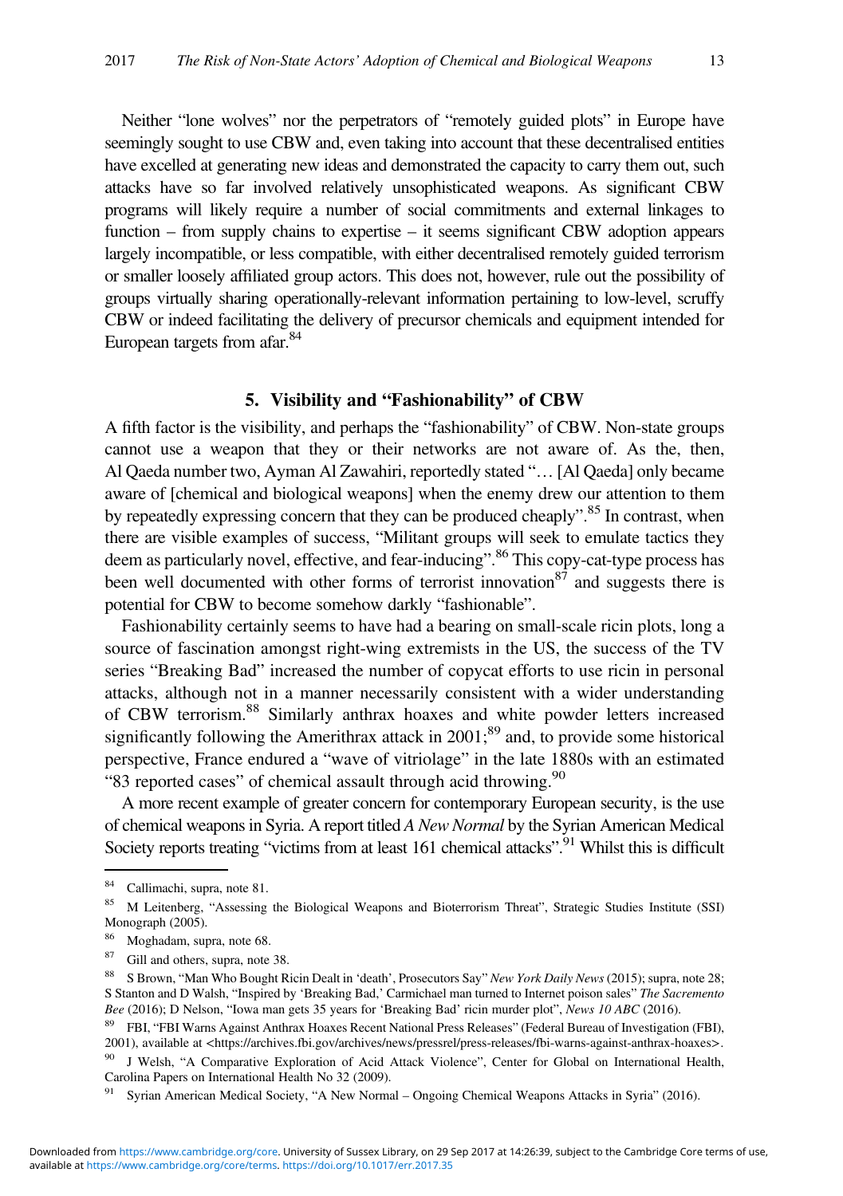Neither "lone wolves" nor the perpetrators of "remotely guided plots" in Europe have seemingly sought to use CBW and, even taking into account that these decentralised entities have excelled at generating new ideas and demonstrated the capacity to carry them out, such attacks have so far involved relatively unsophisticated weapons. As significant CBW programs will likely require a number of social commitments and external linkages to function – from supply chains to expertise – it seems significant CBW adoption appears largely incompatible, or less compatible, with either decentralised remotely guided terrorism or smaller loosely affiliated group actors. This does not, however, rule out the possibility of groups virtually sharing operationally-relevant information pertaining to low-level, scruffy CBW or indeed facilitating the delivery of precursor chemicals and equipment intended for European targets from afar.[84]

## 5. Visibility and "Fashionability" of CBW

A fifth factor is the visibility, and perhaps the "fashionability" of CBW. Non-state groups cannot use a weapon that they or their networks are not aware of. As the, then, Al Qaeda number two, Ayman Al Zawahiri, reportedly stated "… [Al Qaeda] only became aware of [chemical and biological weapons] when the enemy drew our attention to them by repeatedly expressing concern that they can be produced cheaply".[85] In contrast, when there are visible examples of success, "Militant groups will seek to emulate tactics they deem as particularly novel, effective, and fear-inducing".[86] This copy-cat-type process has been well documented with other forms of terrorist innovation[87] and suggests there is potential for CBW to become somehow darkly "fashionable".

Fashionability certainly seems to have had a bearing on small-scale ricin plots, long a source of fascination amongst right-wing extremists in the US, the success of the TV series "Breaking Bad" increased the number of copycat efforts to use ricin in personal attacks, although not in a manner necessarily consistent with a wider understanding of CBW terrorism.[88] Similarly anthrax hoaxes and white powder letters increased significantly following the Amerithrax attack in 2001;[89] and, to provide some historical perspective, France endured a "wave of vitriolage" in the late 1880s with an estimated "83 reported cases" of chemical assault through acid throwing.[90]

A more recent example of greater concern for contemporary European security, is the use of chemical weapons in Syria. A report titled *A New Normal* by the Syrian American Medical Society reports treating "victims from at least 161 chemical attacks".[91] Whilst this is difficult

---

[84] Callimachi, supra, note 81.

[85] M Leitenberg, "Assessing the Biological Weapons and Bioterrorism Threat", Strategic Studies Institute (SSI) Monograph (2005).

[86] Moghadam, supra, note 68.

[87] Gill and others, supra, note 38.

[88] S Brown, "Man Who Bought Ricin Dealt in 'death', Prosecutors Say" *New York Daily News* (2015); supra, note 28; S Stanton and D Walsh, "Inspired by 'Breaking Bad,' Carmichael man turned to Internet poison sales" *The Sacremento Bee* (2016); D Nelson, "Iowa man gets 35 years for 'Breaking Bad' ricin murder plot", *News 10 ABC* (2016).

[89] FBI, "FBI Warns Against Anthrax Hoaxes Recent National Press Releases" (Federal Bureau of Investigation (FBI), 2001), available at <https://archives.fbi.gov/archives/news/pressrel/press-releases/fbi-warns-against-anthrax-hoaxes>.

[90] J Welsh, "A Comparative Exploration of Acid Attack Violence", Center for Global on International Health, Carolina Papers on International Health No 32 (2009).

[91] Syrian American Medical Society, "A New Normal – Ongoing Chemical Weapons Attacks in Syria" (2016).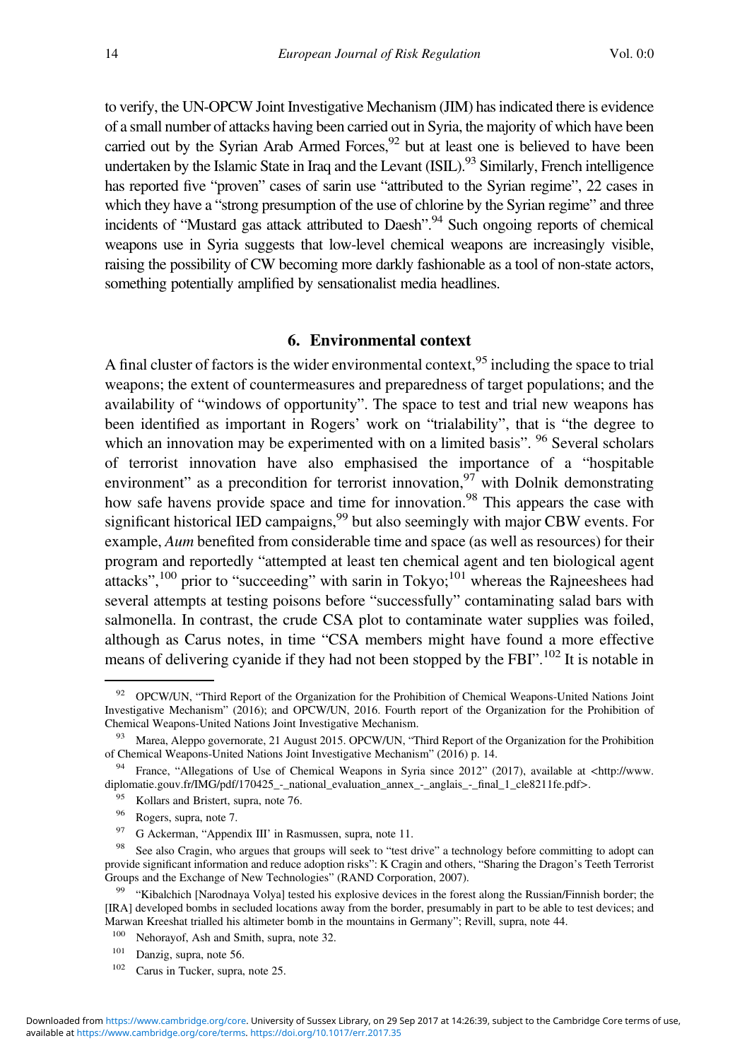to verify, the UN-OPCW Joint Investigative Mechanism (JIM) has indicated there is evidence of a small number of attacks having been carried out in Syria, the majority of which have been carried out by the Syrian Arab Armed Forces,[92] but at least one is believed to have been undertaken by the Islamic State in Iraq and the Levant (ISIL).[93] Similarly, French intelligence has reported five "proven" cases of sarin use "attributed to the Syrian regime", 22 cases in which they have a "strong presumption of the use of chlorine by the Syrian regime" and three incidents of "Mustard gas attack attributed to Daesh".[94] Such ongoing reports of chemical weapons use in Syria suggests that low-level chemical weapons are increasingly visible, raising the possibility of CW becoming more darkly fashionable as a tool of non-state actors, something potentially amplified by sensationalist media headlines.

## 6. Environmental context

A final cluster of factors is the wider environmental context,[95] including the space to trial weapons; the extent of countermeasures and preparedness of target populations; and the availability of "windows of opportunity". The space to test and trial new weapons has been identified as important in Rogers' work on "trialability", that is "the degree to which an innovation may be experimented with on a limited basis". [96] Several scholars of terrorist innovation have also emphasised the importance of a "hospitable environment" as a precondition for terrorist innovation,[97] with Dolnik demonstrating how safe havens provide space and time for innovation.[98] This appears the case with significant historical IED campaigns,[99] but also seemingly with major CBW events. For example, *Aum* benefited from considerable time and space (as well as resources) for their program and reportedly "attempted at least ten chemical agent and ten biological agent attacks",[100] prior to "succeeding" with sarin in Tokyo;[101] whereas the Rajneeshees had several attempts at testing poisons before "successfully" contaminating salad bars with salmonella. In contrast, the crude CSA plot to contaminate water supplies was foiled, although as Carus notes, in time "CSA members might have found a more effective means of delivering cyanide if they had not been stopped by the FBI".[102] It is notable in

---

[92] OPCW/UN, "Third Report of the Organization for the Prohibition of Chemical Weapons-United Nations Joint Investigative Mechanism" (2016); and OPCW/UN, 2016. Fourth report of the Organization for the Prohibition of Chemical Weapons-United Nations Joint Investigative Mechanism.

[93] Marea, Aleppo governorate, 21 August 2015. OPCW/UN, "Third Report of the Organization for the Prohibition of Chemical Weapons-United Nations Joint Investigative Mechanism" (2016) p. 14.

[94] France, "Allegations of Use of Chemical Weapons in Syria since 2012" (2017), available at <http://www.diplomatie.gouv.fr/IMG/pdf/170425_-_national_evaluation_annex_-_anglais_-_final_1_cle8211fe.pdf>.

[95] Kollars and Bristert, supra, note 76.

[96] Rogers, supra, note 7.

[97] G Ackerman, "Appendix III' in Rasmussen, supra, note 11.

[98] See also Cragin, who argues that groups will seek to "test drive" a technology before committing to adopt can provide significant information and reduce adoption risks": K Cragin and others, "Sharing the Dragon's Teeth Terrorist Groups and the Exchange of New Technologies" (RAND Corporation, 2007).

[99] "Kibalchich [Narodnaya Volya] tested his explosive devices in the forest along the Russian/Finnish border; the [IRA] developed bombs in secluded locations away from the border, presumably in part to be able to test devices; and Marwan Kreeshat trialled his altimeter bomb in the mountains in Germany"; Revill, supra, note 44.

[100] Nehorayof, Ash and Smith, supra, note 32.

[101] Danzig, supra, note 56.

[102] Carus in Tucker, supra, note 25.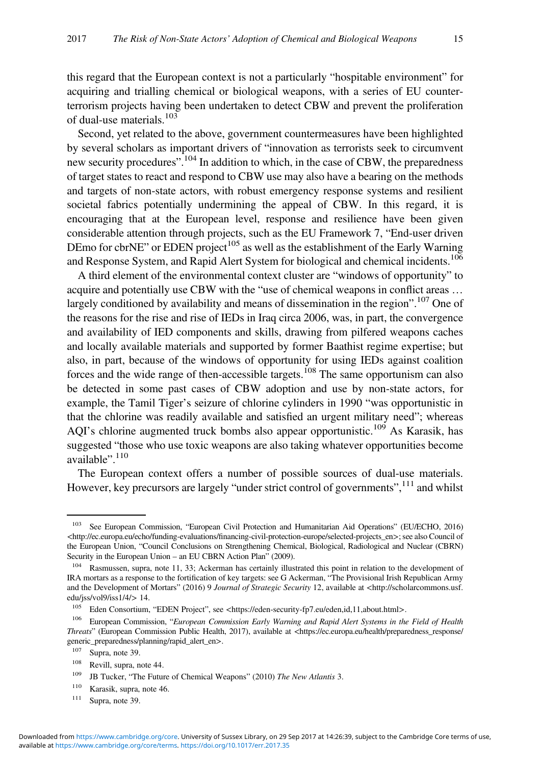this regard that the European context is not a particularly "hospitable environment" for acquiring and trialling chemical or biological weapons, with a series of EU counter-terrorism projects having been undertaken to detect CBW and prevent the proliferation of dual-use materials.[103]

Second, yet related to the above, government countermeasures have been highlighted by several scholars as important drivers of "innovation as terrorists seek to circumvent new security procedures".[104] In addition to which, in the case of CBW, the preparedness of target states to react and respond to CBW use may also have a bearing on the methods and targets of non-state actors, with robust emergency response systems and resilient societal fabrics potentially undermining the appeal of CBW. In this regard, it is encouraging that at the European level, response and resilience have been given considerable attention through projects, such as the EU Framework 7, "End-user driven DEmo for cbrNE" or EDEN project[105] as well as the establishment of the Early Warning and Response System, and Rapid Alert System for biological and chemical incidents.[106]

A third element of the environmental context cluster are "windows of opportunity" to acquire and potentially use CBW with the "use of chemical weapons in conflict areas … largely conditioned by availability and means of dissemination in the region".[107] One of the reasons for the rise and rise of IEDs in Iraq circa 2006, was, in part, the convergence and availability of IED components and skills, drawing from pilfered weapons caches and locally available materials and supported by former Baathist regime expertise; but also, in part, because of the windows of opportunity for using IEDs against coalition forces and the wide range of then-accessible targets.[108] The same opportunism can also be detected in some past cases of CBW adoption and use by non-state actors, for example, the Tamil Tiger's seizure of chlorine cylinders in 1990 "was opportunistic in that the chlorine was readily available and satisfied an urgent military need"; whereas AQI's chlorine augmented truck bombs also appear opportunistic.[109] As Karasik, has suggested "those who use toxic weapons are also taking whatever opportunities become available".[110]

The European context offers a number of possible sources of dual-use materials. However, key precursors are largely "under strict control of governments",[111] and whilst

---

[103] See European Commission, "European Civil Protection and Humanitarian Aid Operations" (EU/ECHO, 2016) <http://ec.europa.eu/echo/funding-evaluations/financing-civil-protection-europe/selected-projects_en>; see also Council of the European Union, "Council Conclusions on Strengthening Chemical, Biological, Radiological and Nuclear (CBRN) Security in the European Union – an EU CBRN Action Plan" (2009).

[104] Rasmussen, supra, note 11, 33; Ackerman has certainly illustrated this point in relation to the development of IRA mortars as a response to the fortification of key targets: see G Ackerman, "The Provisional Irish Republican Army and the Development of Mortars" (2016) 9 *Journal of Strategic Security* 12, available at <http://scholarcommons.usf.edu/jss/vol9/iss1/4/> 14.

[105] Eden Consortium, "EDEN Project", see <https://eden-security-fp7.eu/eden,id,11,about.html>.

[106] European Commission, "*European Commission Early Warning and Rapid Alert Systems in the Field of Health Threats*" (European Commission Public Health, 2017), available at <https://ec.europa.eu/health/preparedness_response/generic_preparedness/planning/rapid_alert_en>.

[107] Supra, note 39.

[108] Revill, supra, note 44.

[109] JB Tucker, "The Future of Chemical Weapons" (2010) *The New Atlantis* 3.

[110] Karasik, supra, note 46.

[111] Supra, note 39.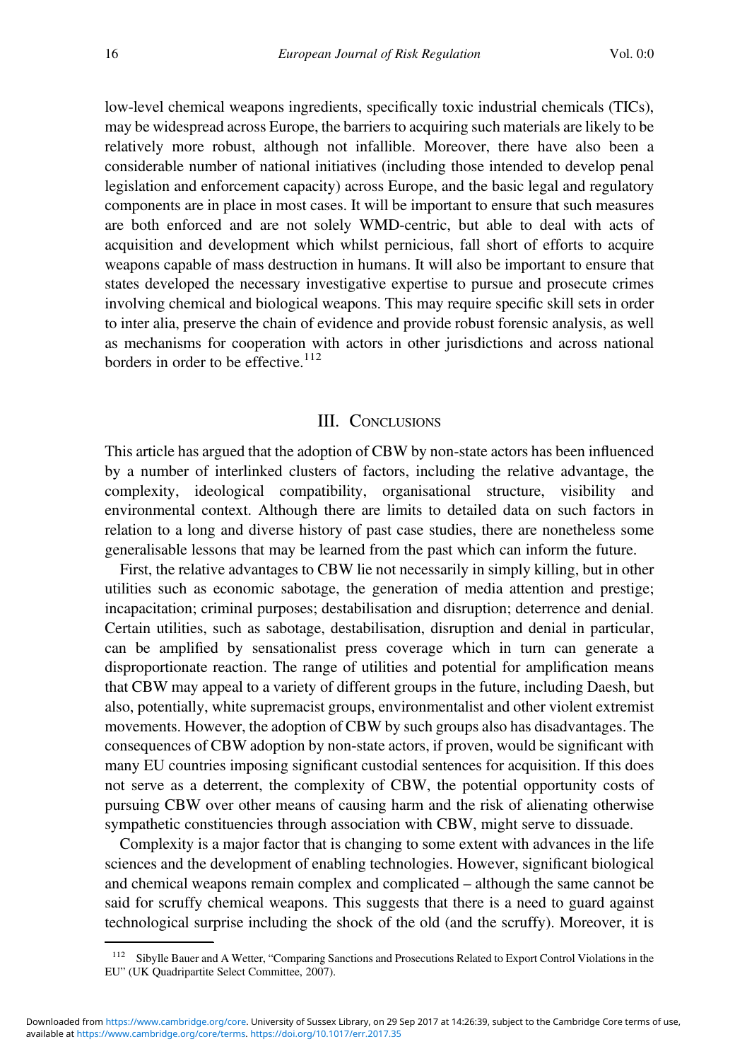low-level chemical weapons ingredients, specifically toxic industrial chemicals (TICs), may be widespread across Europe, the barriers to acquiring such materials are likely to be relatively more robust, although not infallible. Moreover, there have also been a considerable number of national initiatives (including those intended to develop penal legislation and enforcement capacity) across Europe, and the basic legal and regulatory components are in place in most cases. It will be important to ensure that such measures are both enforced and are not solely WMD-centric, but able to deal with acts of acquisition and development which whilst pernicious, fall short of efforts to acquire weapons capable of mass destruction in humans. It will also be important to ensure that states developed the necessary investigative expertise to pursue and prosecute crimes involving chemical and biological weapons. This may require specific skill sets in order to inter alia, preserve the chain of evidence and provide robust forensic analysis, as well as mechanisms for cooperation with actors in other jurisdictions and across national borders in order to be effective.[112]

## III. Conclusions

This article has argued that the adoption of CBW by non-state actors has been influenced by a number of interlinked clusters of factors, including the relative advantage, the complexity, ideological compatibility, organisational structure, visibility and environmental context. Although there are limits to detailed data on such factors in relation to a long and diverse history of past case studies, there are nonetheless some generalisable lessons that may be learned from the past which can inform the future.

First, the relative advantages to CBW lie not necessarily in simply killing, but in other utilities such as economic sabotage, the generation of media attention and prestige; incapacitation; criminal purposes; destabilisation and disruption; deterrence and denial. Certain utilities, such as sabotage, destabilisation, disruption and denial in particular, can be amplified by sensationalist press coverage which in turn can generate a disproportionate reaction. The range of utilities and potential for amplification means that CBW may appeal to a variety of different groups in the future, including Daesh, but also, potentially, white supremacist groups, environmentalist and other violent extremist movements. However, the adoption of CBW by such groups also has disadvantages. The consequences of CBW adoption by non-state actors, if proven, would be significant with many EU countries imposing significant custodial sentences for acquisition. If this does not serve as a deterrent, the complexity of CBW, the potential opportunity costs of pursuing CBW over other means of causing harm and the risk of alienating otherwise sympathetic constituencies through association with CBW, might serve to dissuade.

Complexity is a major factor that is changing to some extent with advances in the life sciences and the development of enabling technologies. However, significant biological and chemical weapons remain complex and complicated – although the same cannot be said for scruffy chemical weapons. This suggests that there is a need to guard against technological surprise including the shock of the old (and the scruffy). Moreover, it is

[112] Sibylle Bauer and A Wetter, "Comparing Sanctions and Prosecutions Related to Export Control Violations in the EU" (UK Quadripartite Select Committee, 2007).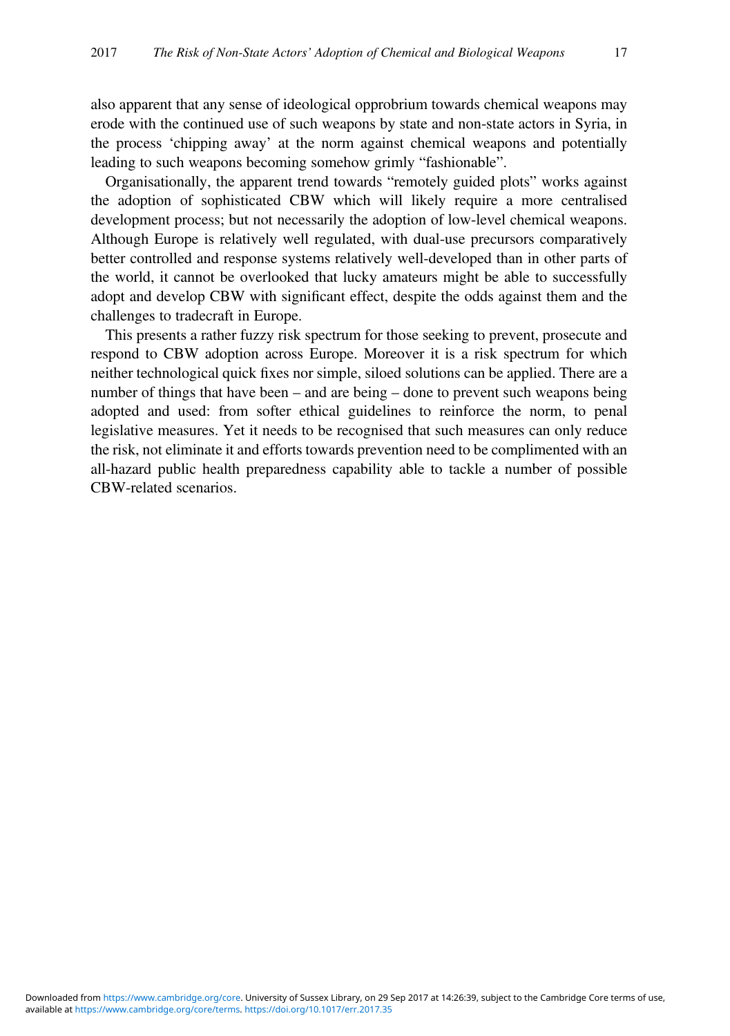also apparent that any sense of ideological opprobrium towards chemical weapons may erode with the continued use of such weapons by state and non-state actors in Syria, in the process 'chipping away' at the norm against chemical weapons and potentially leading to such weapons becoming somehow grimly "fashionable".

Organisationally, the apparent trend towards "remotely guided plots" works against the adoption of sophisticated CBW which will likely require a more centralised development process; but not necessarily the adoption of low-level chemical weapons. Although Europe is relatively well regulated, with dual-use precursors comparatively better controlled and response systems relatively well-developed than in other parts of the world, it cannot be overlooked that lucky amateurs might be able to successfully adopt and develop CBW with significant effect, despite the odds against them and the challenges to tradecraft in Europe.

This presents a rather fuzzy risk spectrum for those seeking to prevent, prosecute and respond to CBW adoption across Europe. Moreover it is a risk spectrum for which neither technological quick fixes nor simple, siloed solutions can be applied. There are a number of things that have been – and are being – done to prevent such weapons being adopted and used: from softer ethical guidelines to reinforce the norm, to penal legislative measures. Yet it needs to be recognised that such measures can only reduce the risk, not eliminate it and efforts towards prevention need to be complimented with an all-hazard public health preparedness capability able to tackle a number of possible CBW-related scenarios.